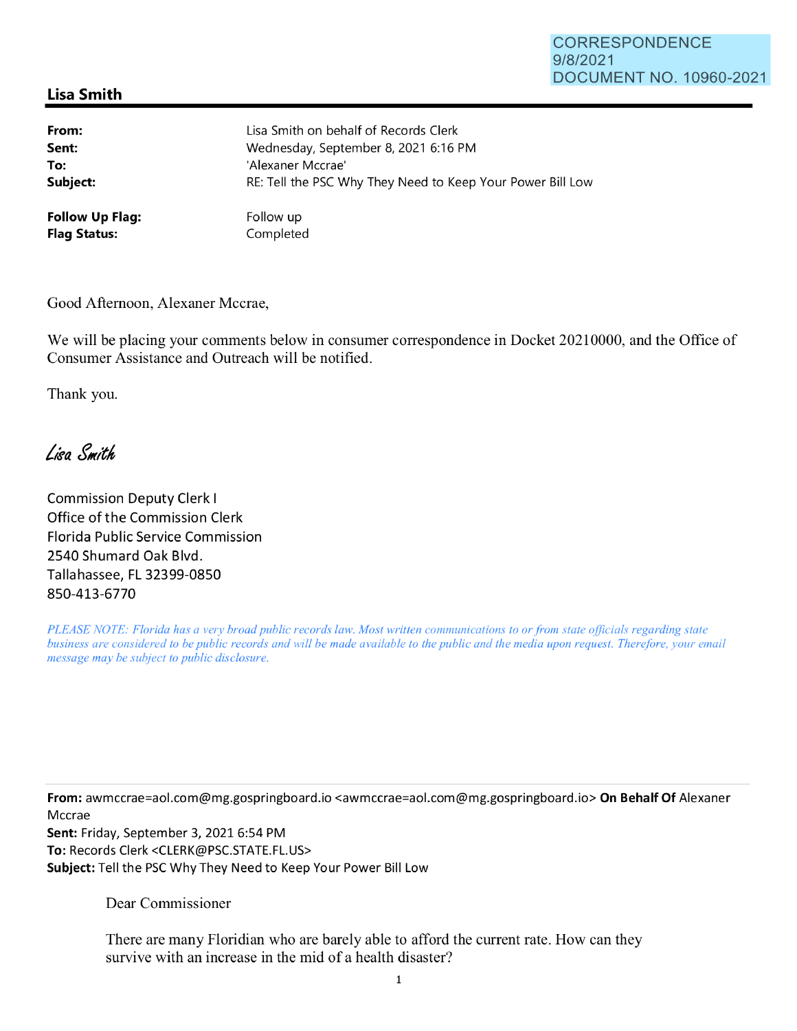CORRESPONDENCE
9/8/2021
DOCUMENT NO. 10960-2021

## Lisa Smith

| | |
|---|---|
| **From:** | Lisa Smith on behalf of Records Clerk |
| **Sent:** | Wednesday, September 8, 2021 6:16 PM |
| **To:** | 'Alexaner Mccrae' |
| **Subject:** | RE: Tell the PSC Why They Need to Keep Your Power Bill Low |
| **Follow Up Flag:** | Follow up |
| **Flag Status:** | Completed |

Good Afternoon, Alexaner Mccrae,

We will be placing your comments below in consumer correspondence in Docket 20210000, and the Office of Consumer Assistance and Outreach will be notified.

Thank you.

*Lisa Smith*

Commission Deputy Clerk I
Office of the Commission Clerk
Florida Public Service Commission
2540 Shumard Oak Blvd.
Tallahassee, FL 32399-0850
850-413-6770

*PLEASE NOTE: Florida has a very broad public records law. Most written communications to or from state officials regarding state business are considered to be public records and will be made available to the public and the media upon request. Therefore, your email message may be subject to public disclosure.*

---

**From:** awmccrae=aol.com@mg.gospringboard.io <awmccrae=aol.com@mg.gospringboard.io> **On Behalf Of** Alexaner Mccrae
**Sent:** Friday, September 3, 2021 6:54 PM
**To:** Records Clerk <CLERK@PSC.STATE.FL.US>
**Subject:** Tell the PSC Why They Need to Keep Your Power Bill Low

Dear Commissioner

There are many Floridian who are barely able to afford the current rate. How can they survive with an increase in the mid of a health disaster?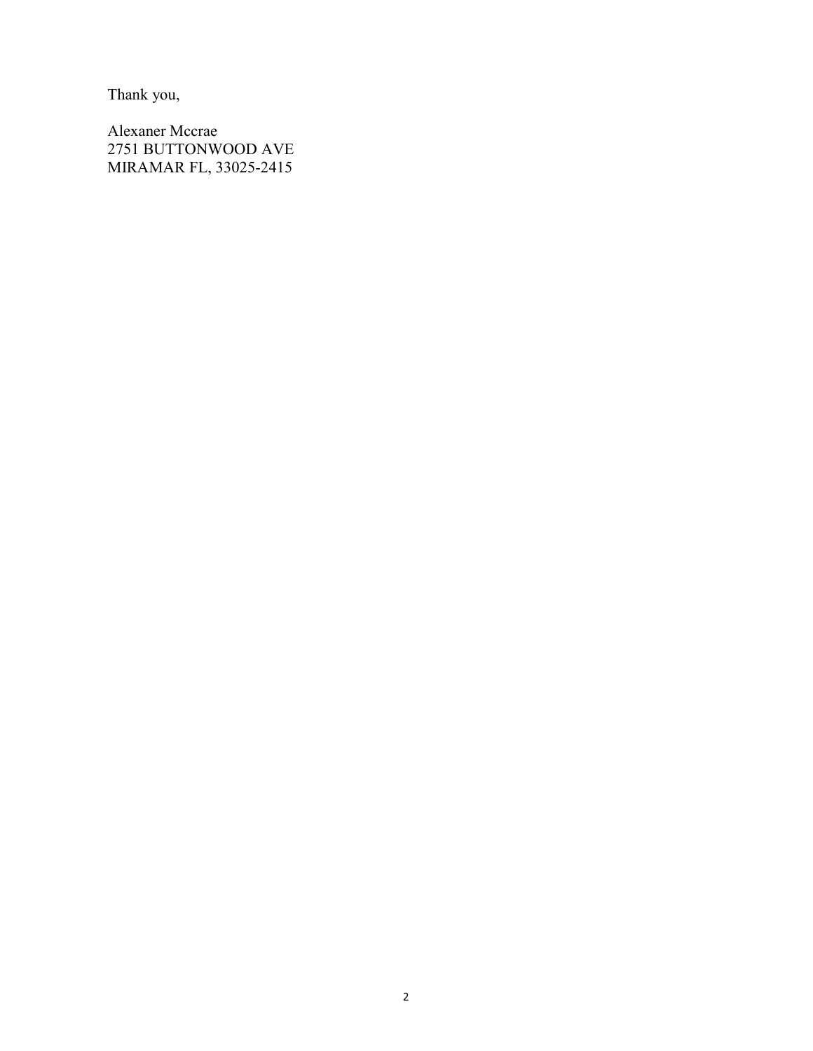Thank you,

Alexaner Mccrae  
2751 BUTTONWOOD AVE  
MIRAMAR FL, 33025-2415